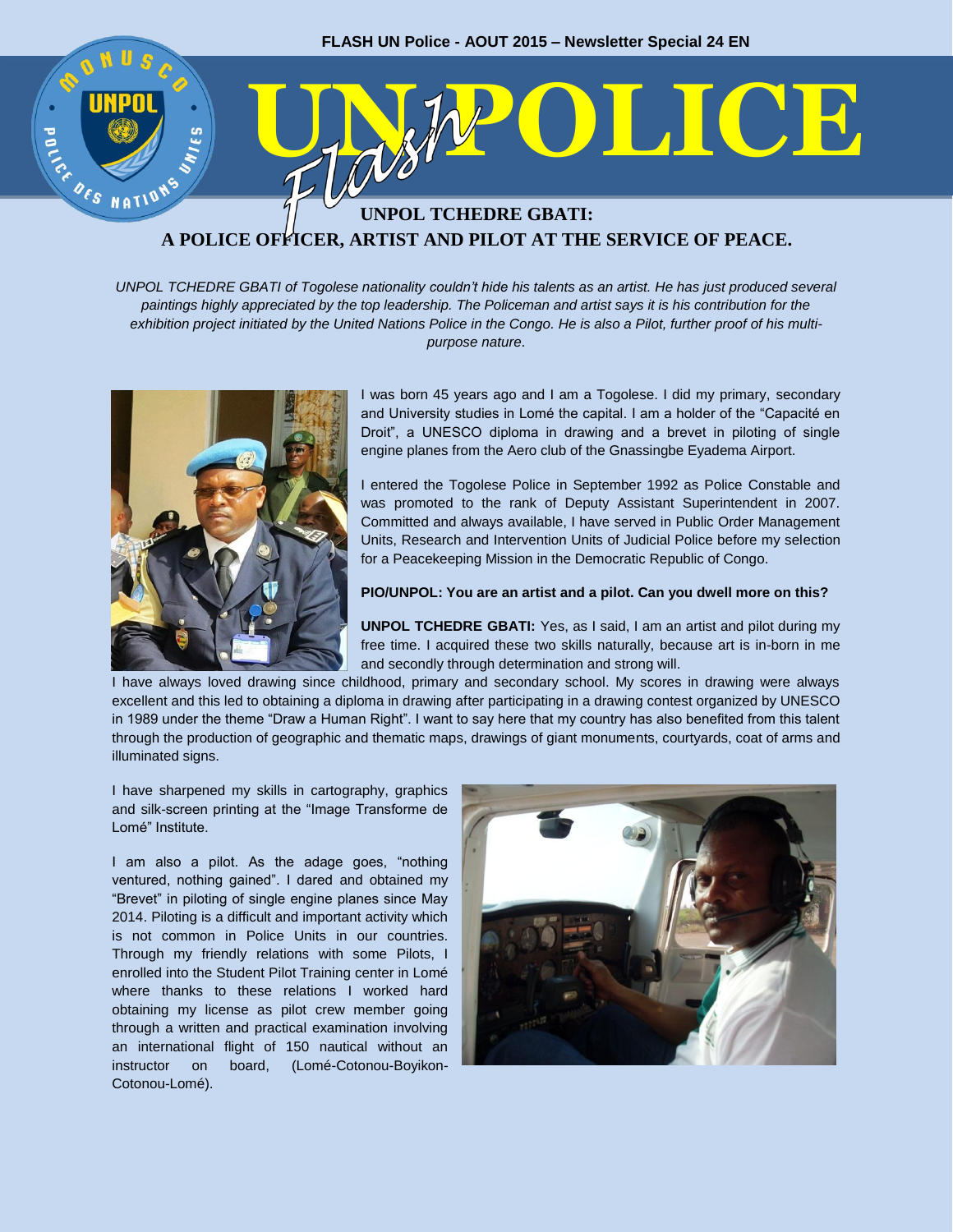FLASH UN Police - AOUT 2015 – Newsletter Special 24 EN

# UN Flash POLICE

## UNPOL TCHEDRE GBATI:
## A POLICE OFFICER, ARTIST AND PILOT AT THE SERVICE OF PEACE.

*UNPOL TCHEDRE GBATI of Togolese nationality couldn't hide his talents as an artist. He has just produced several paintings highly appreciated by the top leadership. The Policeman and artist says it is his contribution for the exhibition project initiated by the United Nations Police in the Congo. He is also a Pilot, further proof of his multi-purpose nature.*

I was born 45 years ago and I am a Togolese. I did my primary, secondary and University studies in Lomé the capital. I am a holder of the "Capacité en Droit", a UNESCO diploma in drawing and a brevet in piloting of single engine planes from the Aero club of the Gnassingbe Eyadema Airport.

I entered the Togolese Police in September 1992 as Police Constable and was promoted to the rank of Deputy Assistant Superintendent in 2007. Committed and always available, I have served in Public Order Management Units, Research and Intervention Units of Judicial Police before my selection for a Peacekeeping Mission in the Democratic Republic of Congo.

**PIO/UNPOL: You are an artist and a pilot. Can you dwell more on this?**

**UNPOL TCHEDRE GBATI:** Yes, as I said, I am an artist and pilot during my free time. I acquired these two skills naturally, because art is in-born in me and secondly through determination and strong will.

I have always loved drawing since childhood, primary and secondary school. My scores in drawing were always excellent and this led to obtaining a diploma in drawing after participating in a drawing contest organized by UNESCO in 1989 under the theme "Draw a Human Right". I want to say here that my country has also benefited from this talent through the production of geographic and thematic maps, drawings of giant monuments, courtyards, coat of arms and illuminated signs.

I have sharpened my skills in cartography, graphics and silk-screen printing at the "Image Transforme de Lomé" Institute.

I am also a pilot. As the adage goes, "nothing ventured, nothing gained". I dared and obtained my "Brevet" in piloting of single engine planes since May 2014. Piloting is a difficult and important activity which is not common in Police Units in our countries. Through my friendly relations with some Pilots, I enrolled into the Student Pilot Training center in Lomé where thanks to these relations I worked hard obtaining my license as pilot crew member going through a written and practical examination involving an international flight of 150 nautical without an instructor on board, (Lomé-Cotonou-Boyikon-Cotonou-Lomé).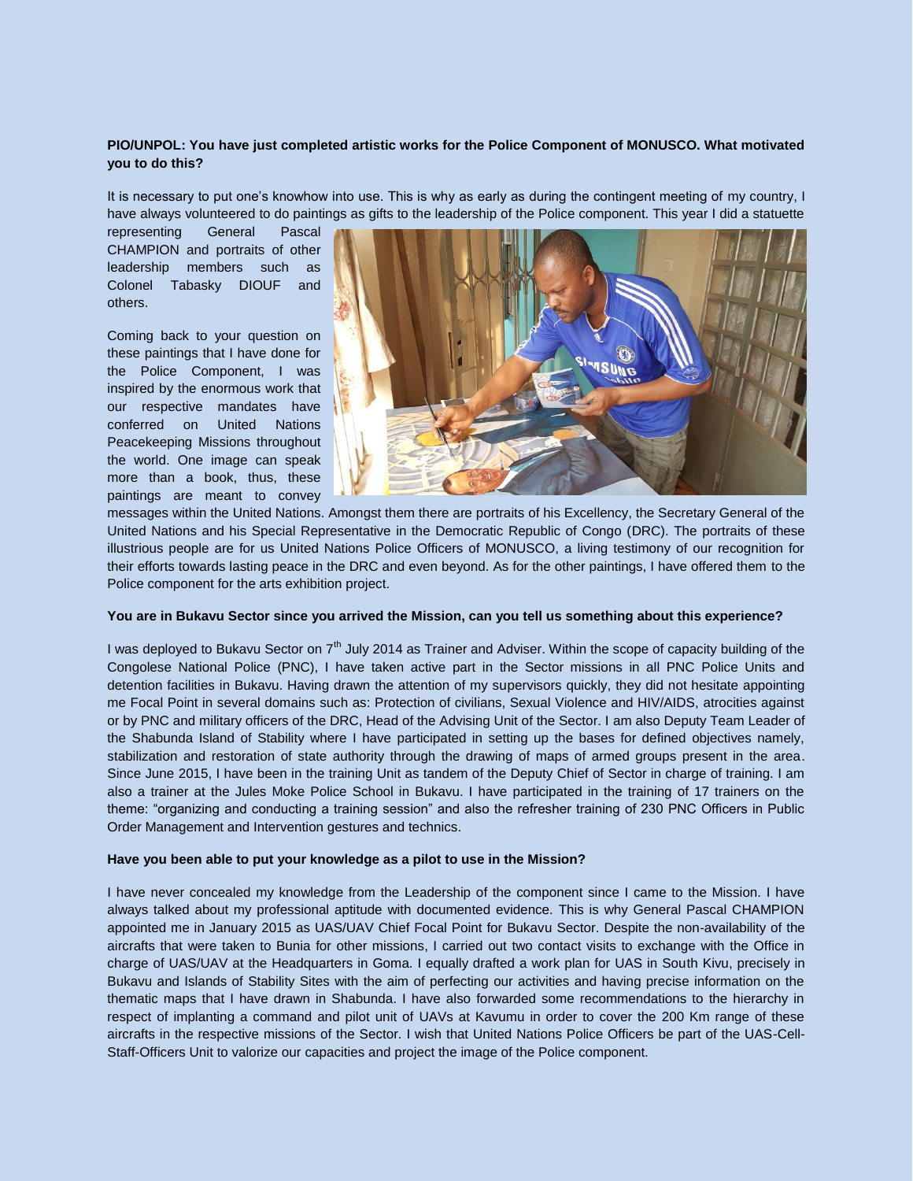**PIO/UNPOL: You have just completed artistic works for the Police Component of MONUSCO. What motivated you to do this?**

It is necessary to put one's knowhow into use. This is why as early as during the contingent meeting of my country, I have always volunteered to do paintings as gifts to the leadership of the Police component. This year I did a statuette representing General Pascal CHAMPION and portraits of other leadership members such as Colonel Tabasky DIOUF and others.

Coming back to your question on these paintings that I have done for the Police Component, I was inspired by the enormous work that our respective mandates have conferred on United Nations Peacekeeping Missions throughout the world. One image can speak more than a book, thus, these paintings are meant to convey messages within the United Nations. Amongst them there are portraits of his Excellency, the Secretary General of the United Nations and his Special Representative in the Democratic Republic of Congo (DRC). The portraits of these illustrious people are for us United Nations Police Officers of MONUSCO, a living testimony of our recognition for their efforts towards lasting peace in the DRC and even beyond. As for the other paintings, I have offered them to the Police component for the arts exhibition project.

**You are in Bukavu Sector since you arrived the Mission, can you tell us something about this experience?**

I was deployed to Bukavu Sector on 7th July 2014 as Trainer and Adviser. Within the scope of capacity building of the Congolese National Police (PNC), I have taken active part in the Sector missions in all PNC Police Units and detention facilities in Bukavu. Having drawn the attention of my supervisors quickly, they did not hesitate appointing me Focal Point in several domains such as: Protection of civilians, Sexual Violence and HIV/AIDS, atrocities against or by PNC and military officers of the DRC, Head of the Advising Unit of the Sector. I am also Deputy Team Leader of the Shabunda Island of Stability where I have participated in setting up the bases for defined objectives namely, stabilization and restoration of state authority through the drawing of maps of armed groups present in the area. Since June 2015, I have been in the training Unit as tandem of the Deputy Chief of Sector in charge of training. I am also a trainer at the Jules Moke Police School in Bukavu. I have participated in the training of 17 trainers on the theme: "organizing and conducting a training session" and also the refresher training of 230 PNC Officers in Public Order Management and Intervention gestures and technics.

**Have you been able to put your knowledge as a pilot to use in the Mission?**

I have never concealed my knowledge from the Leadership of the component since I came to the Mission. I have always talked about my professional aptitude with documented evidence. This is why General Pascal CHAMPION appointed me in January 2015 as UAS/UAV Chief Focal Point for Bukavu Sector. Despite the non-availability of the aircrafts that were taken to Bunia for other missions, I carried out two contact visits to exchange with the Office in charge of UAS/UAV at the Headquarters in Goma. I equally drafted a work plan for UAS in South Kivu, precisely in Bukavu and Islands of Stability Sites with the aim of perfecting our activities and having precise information on the thematic maps that I have drawn in Shabunda. I have also forwarded some recommendations to the hierarchy in respect of implanting a command and pilot unit of UAVs at Kavumu in order to cover the 200 Km range of these aircrafts in the respective missions of the Sector. I wish that United Nations Police Officers be part of the UAS-Cell-Staff-Officers Unit to valorize our capacities and project the image of the Police component.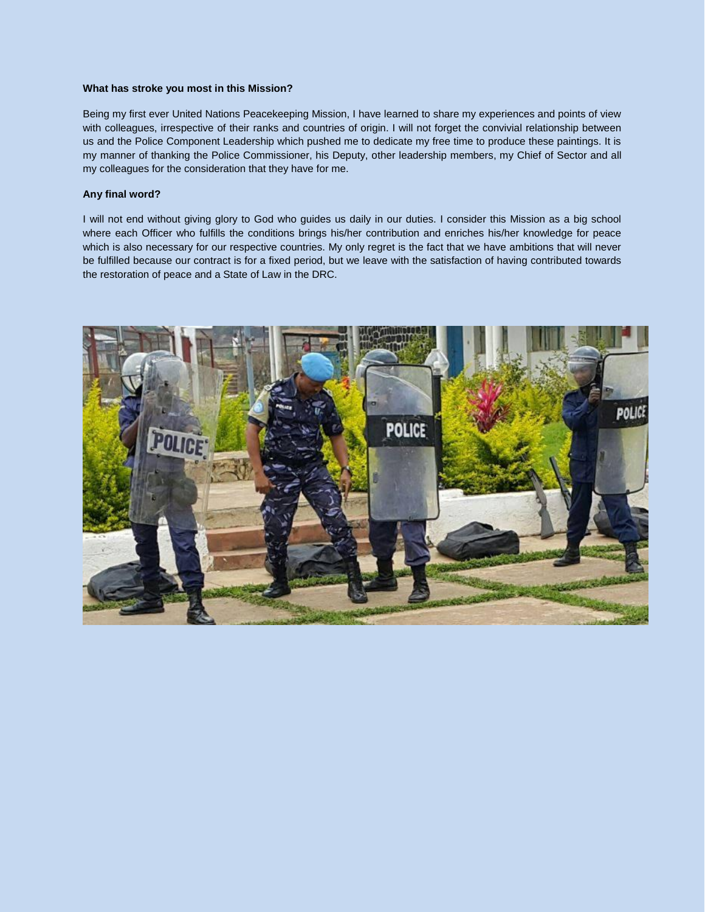**What has stroke you most in this Mission?**

Being my first ever United Nations Peacekeeping Mission, I have learned to share my experiences and points of view with colleagues, irrespective of their ranks and countries of origin. I will not forget the convivial relationship between us and the Police Component Leadership which pushed me to dedicate my free time to produce these paintings. It is my manner of thanking the Police Commissioner, his Deputy, other leadership members, my Chief of Sector and all my colleagues for the consideration that they have for me.

**Any final word?**

I will not end without giving glory to God who guides us daily in our duties. I consider this Mission as a big school where each Officer who fulfills the conditions brings his/her contribution and enriches his/her knowledge for peace which is also necessary for our respective countries. My only regret is the fact that we have ambitions that will never be fulfilled because our contract is for a fixed period, but we leave with the satisfaction of having contributed towards the restoration of peace and a State of Law in the DRC.